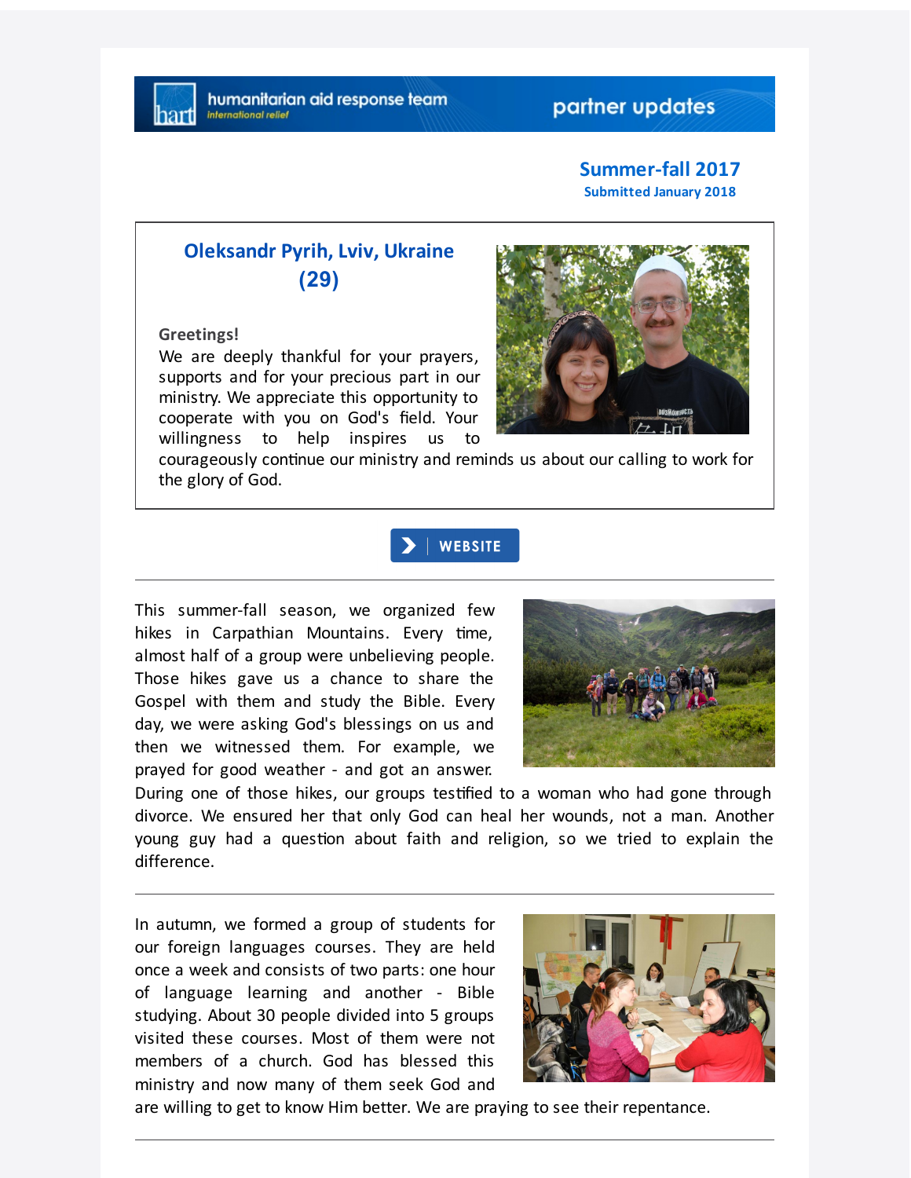humanitarian aid response team
international relief

partner updates

**Summer-fall 2017**
**Submitted January 2018**

## Oleksandr Pyrih, Lviv, Ukraine (29)

**Greetings!**
We are deeply thankful for your prayers, supports and for your precious part in our ministry. We appreciate this opportunity to cooperate with you on God's field. Your willingness to help inspires us to courageously continue our ministry and reminds us about our calling to work for the glory of God.

WEBSITE

---

This summer-fall season, we organized few hikes in Carpathian Mountains. Every time, almost half of a group were unbelieving people. Those hikes gave us a chance to share the Gospel with them and study the Bible. Every day, we were asking God's blessings on us and then we witnessed them. For example, we prayed for good weather - and got an answer. During one of those hikes, our groups testified to a woman who had gone through divorce. We ensured her that only God can heal her wounds, not a man. Another young guy had a question about faith and religion, so we tried to explain the difference.

---

In autumn, we formed a group of students for our foreign languages courses. They are held once a week and consists of two parts: one hour of language learning and another - Bible studying. About 30 people divided into 5 groups visited these courses. Most of them were not members of a church. God has blessed this ministry and now many of them seek God and are willing to get to know Him better. We are praying to see their repentance.

---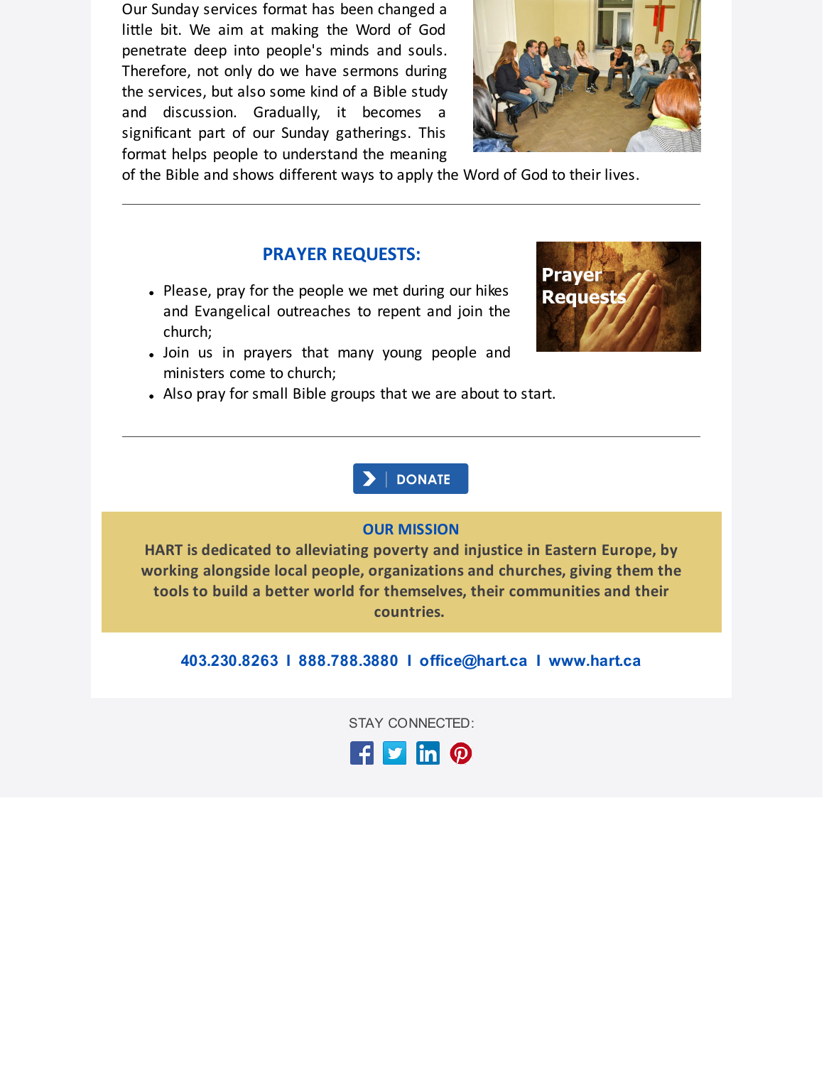Our Sunday services format has been changed a little bit. We aim at making the Word of God penetrate deep into people's minds and souls. Therefore, not only do we have sermons during the services, but also some kind of a Bible study and discussion. Gradually, it becomes a significant part of our Sunday gatherings. This format helps people to understand the meaning of the Bible and shows different ways to apply the Word of God to their lives.

---

## PRAYER REQUESTS:

- Please, pray for the people we met during our hikes and Evangelical outreaches to repent and join the church;
- Join us in prayers that many young people and ministers come to church;
- Also pray for small Bible groups that we are about to start.

---

DONATE

**OUR MISSION**

**HART is dedicated to alleviating poverty and injustice in Eastern Europe, by working alongside local people, organizations and churches, giving them the tools to build a better world for themselves, their communities and their countries.**

**403.230.8263 I 888.788.3880 I office@hart.ca I www.hart.ca**

STAY CONNECTED: